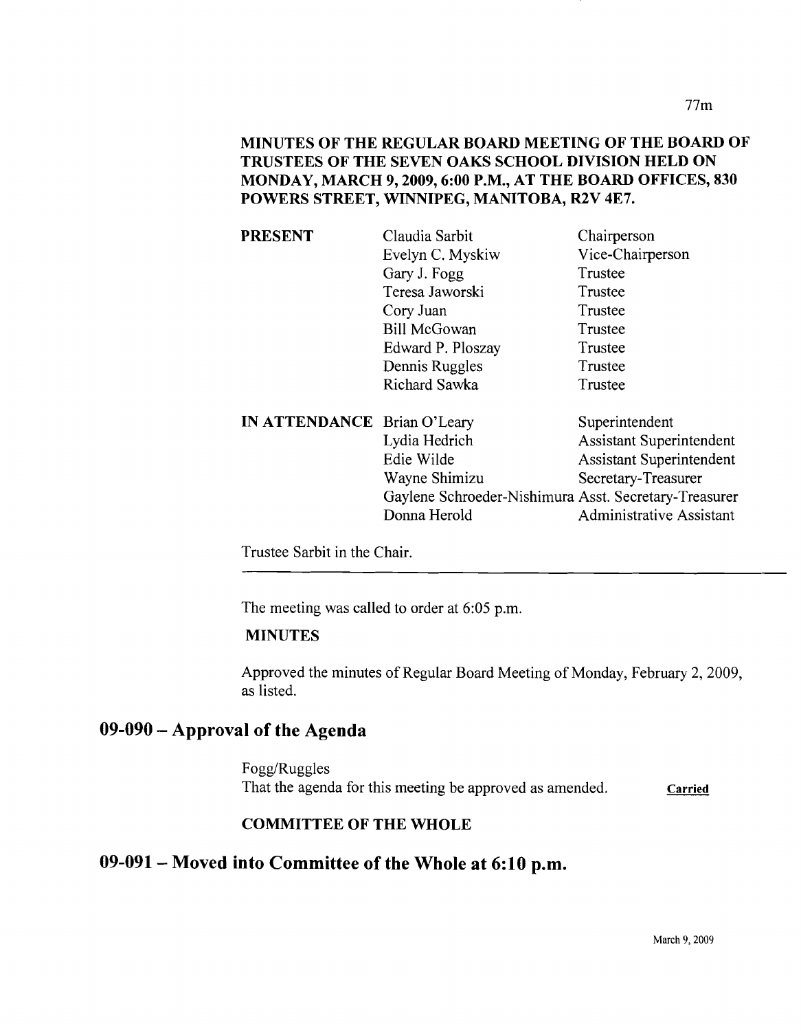**MINUTES OF THE REGULAR BOARD MEETING OF THE BOARD OF TRUSTEES OF THE SEVEN OAKS SCHOOL DIVISION HELD ON MONDAY, MARCH 9, 2009, 6:00 P.M., AT THE BOARD OFFICES, 830 POWERS STREET, WINNIPEG, MANITOBA, R2V 4E7.**

| | | |
|---|---|---|
| **PRESENT** | Claudia Sarbit | Chairperson |
| | Evelyn C. Myskiw | Vice-Chairperson |
| | Gary J. Fogg | Trustee |
| | Teresa Jaworski | Trustee |
| | Cory Juan | Trustee |
| | Bill McGowan | Trustee |
| | Edward P. Ploszay | Trustee |
| | Dennis Ruggles | Trustee |
| | Richard Sawka | Trustee |
| **IN ATTENDANCE** | Brian O'Leary | Superintendent |
| | Lydia Hedrich | Assistant Superintendent |
| | Edie Wilde | Assistant Superintendent |
| | Wayne Shimizu | Secretary-Treasurer |
| | Gaylene Schroeder-Nishimura | Asst. Secretary-Treasurer |
| | Donna Herold | Administrative Assistant |

Trustee Sarbit in the Chair.

---

The meeting was called to order at 6:05 p.m.

**MINUTES**

Approved the minutes of Regular Board Meeting of Monday, February 2, 2009, as listed.

## 09-090 – Approval of the Agenda

Fogg/Ruggles
That the agenda for this meeting be approved as amended. **Carried**

**COMMITTEE OF THE WHOLE**

## 09-091 – Moved into Committee of the Whole at 6:10 p.m.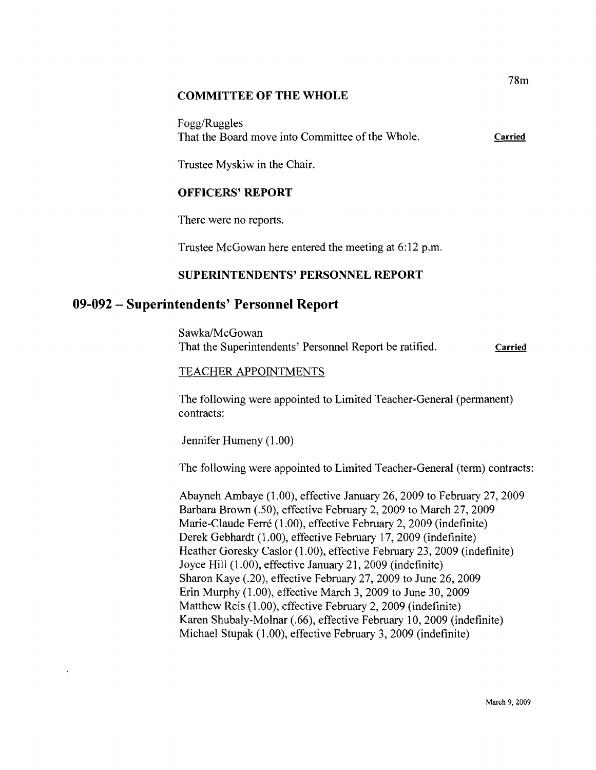## COMMITTEE OF THE WHOLE

Fogg/Ruggles
That the Board move into Committee of the Whole. **Carried**

Trustee Myskiw in the Chair.

## OFFICERS' REPORT

There were no reports.

Trustee McGowan here entered the meeting at 6:12 p.m.

## SUPERINTENDENTS' PERSONNEL REPORT

# 09-092 – Superintendents' Personnel Report

Sawka/McGowan
That the Superintendents' Personnel Report be ratified. **Carried**

TEACHER APPOINTMENTS

The following were appointed to Limited Teacher-General (permanent) contracts:

Jennifer Humeny (1.00)

The following were appointed to Limited Teacher-General (term) contracts:

Abayneh Ambaye (1.00), effective January 26, 2009 to February 27, 2009
Barbara Brown (.50), effective February 2, 2009 to March 27, 2009
Marie-Claude Ferré (1.00), effective February 2, 2009 (indefinite)
Derek Gebhardt (1.00), effective February 17, 2009 (indefinite)
Heather Goresky Caslor (1.00), effective February 23, 2009 (indefinite)
Joyce Hill (1.00), effective January 21, 2009 (indefinite)
Sharon Kaye (.20), effective February 27, 2009 to June 26, 2009
Erin Murphy (1.00), effective March 3, 2009 to June 30, 2009
Matthew Reis (1.00), effective February 2, 2009 (indefinite)
Karen Shubaly-Molnar (.66), effective February 10, 2009 (indefinite)
Michael Stupak (1.00), effective February 3, 2009 (indefinite)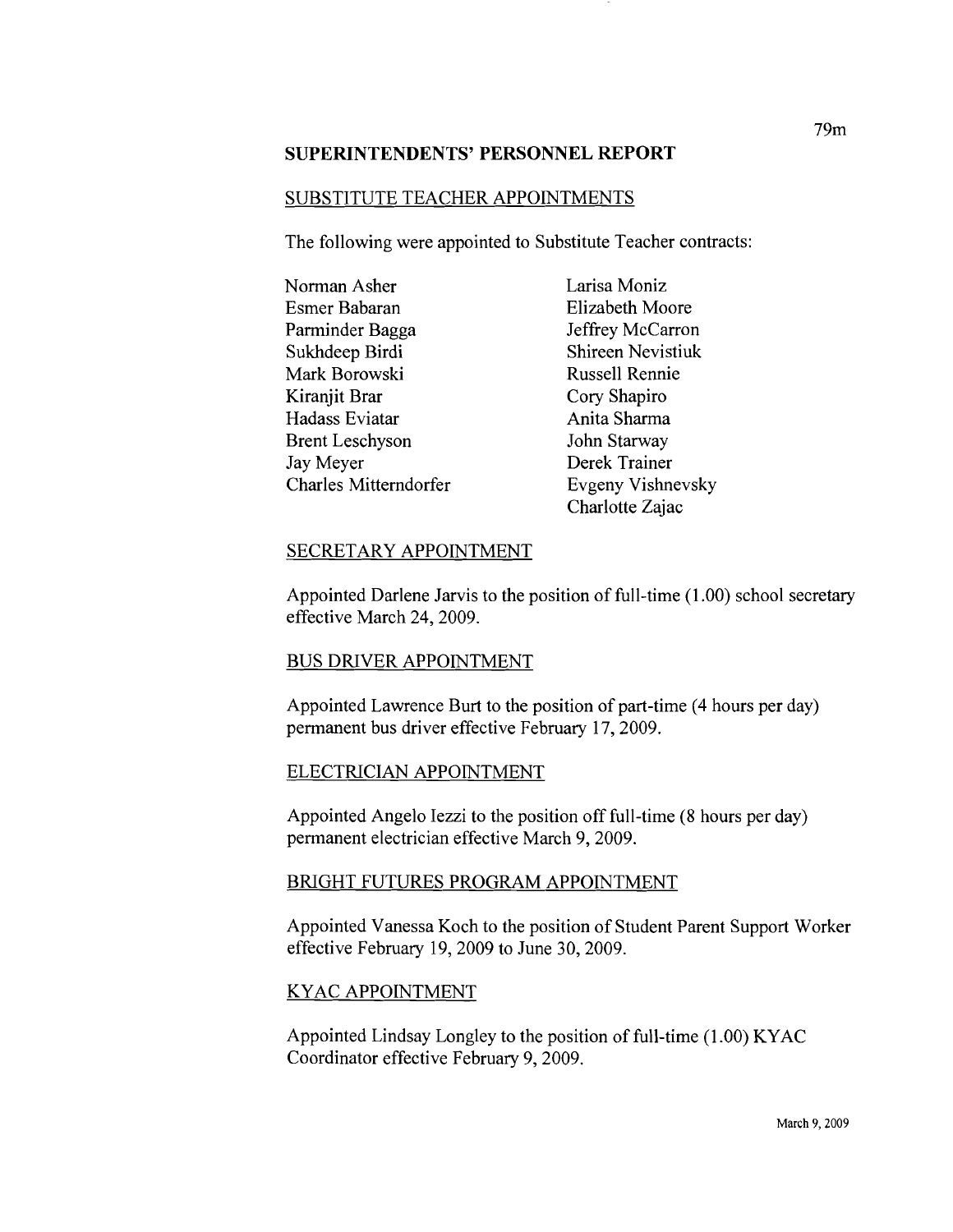## SUPERINTENDENTS' PERSONNEL REPORT

### SUBSTITUTE TEACHER APPOINTMENTS

The following were appointed to Substitute Teacher contracts:

Norman Asher
Esmer Babaran
Parminder Bagga
Sukhdeep Birdi
Mark Borowski
Kiranjit Brar
Hadass Eviatar
Brent Leschyson
Jay Meyer
Charles Mitterndorfer
Larisa Moniz
Elizabeth Moore
Jeffrey McCarron
Shireen Nevistiuk
Russell Rennie
Cory Shapiro
Anita Sharma
John Starway
Derek Trainer
Evgeny Vishnevsky
Charlotte Zajac

### SECRETARY APPOINTMENT

Appointed Darlene Jarvis to the position of full-time (1.00) school secretary effective March 24, 2009.

### BUS DRIVER APPOINTMENT

Appointed Lawrence Burt to the position of part-time (4 hours per day) permanent bus driver effective February 17, 2009.

### ELECTRICIAN APPOINTMENT

Appointed Angelo Iezzi to the position off full-time (8 hours per day) permanent electrician effective March 9, 2009.

### BRIGHT FUTURES PROGRAM APPOINTMENT

Appointed Vanessa Koch to the position of Student Parent Support Worker effective February 19, 2009 to June 30, 2009.

### KYAC APPOINTMENT

Appointed Lindsay Longley to the position of full-time (1.00) KYAC Coordinator effective February 9, 2009.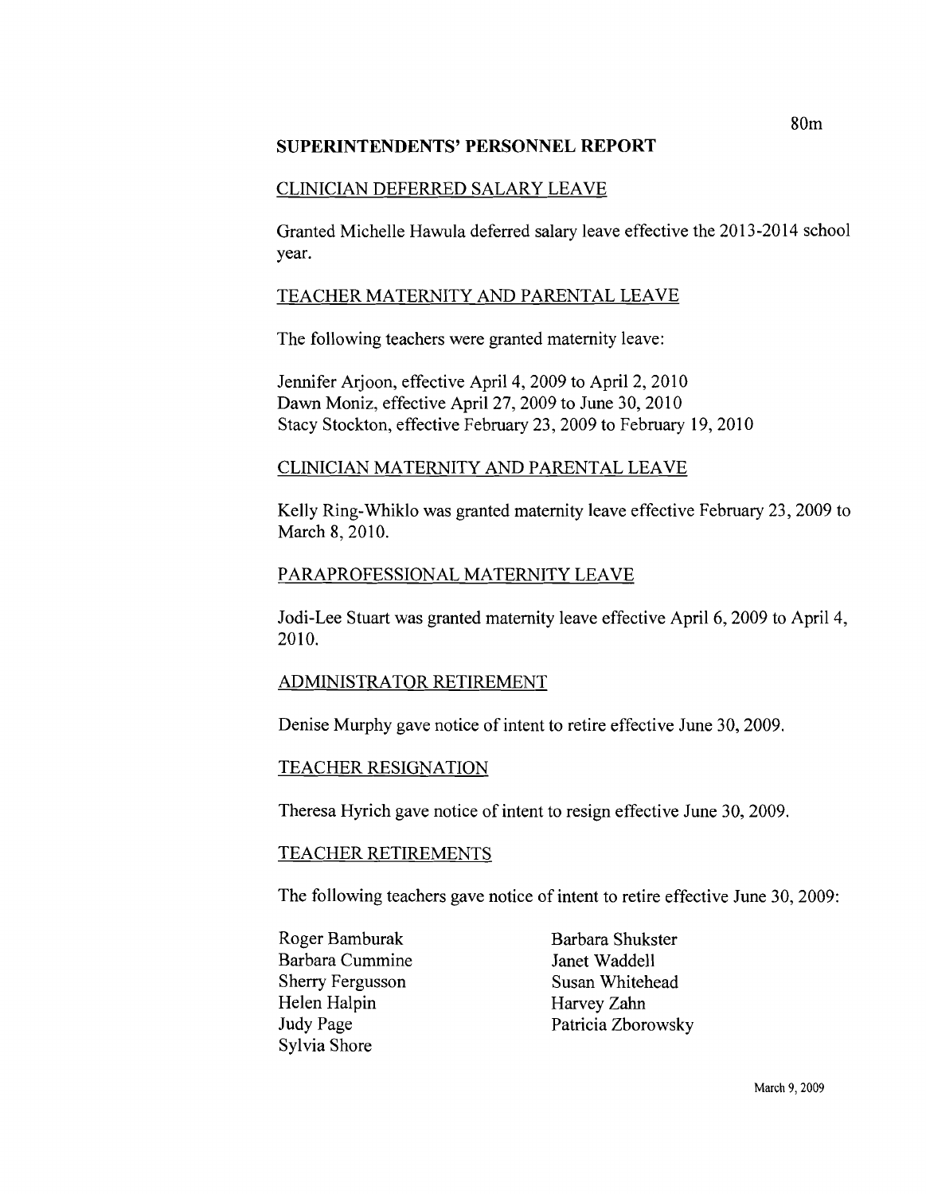## SUPERINTENDENTS' PERSONNEL REPORT

### CLINICIAN DEFERRED SALARY LEAVE

Granted Michelle Hawula deferred salary leave effective the 2013-2014 school year.

### TEACHER MATERNITY AND PARENTAL LEAVE

The following teachers were granted maternity leave:

Jennifer Arjoon, effective April 4, 2009 to April 2, 2010
Dawn Moniz, effective April 27, 2009 to June 30, 2010
Stacy Stockton, effective February 23, 2009 to February 19, 2010

### CLINICIAN MATERNITY AND PARENTAL LEAVE

Kelly Ring-Whiklo was granted maternity leave effective February 23, 2009 to March 8, 2010.

### PARAPROFESSIONAL MATERNITY LEAVE

Jodi-Lee Stuart was granted maternity leave effective April 6, 2009 to April 4, 2010.

### ADMINISTRATOR RETIREMENT

Denise Murphy gave notice of intent to retire effective June 30, 2009.

### TEACHER RESIGNATION

Theresa Hyrich gave notice of intent to resign effective June 30, 2009.

### TEACHER RETIREMENTS

The following teachers gave notice of intent to retire effective June 30, 2009:

- Roger Bamburak
- Barbara Cummine
- Sherry Fergusson
- Helen Halpin
- Judy Page
- Sylvia Shore
- Barbara Shukster
- Janet Waddell
- Susan Whitehead
- Harvey Zahn
- Patricia Zborowsky

March 9, 2009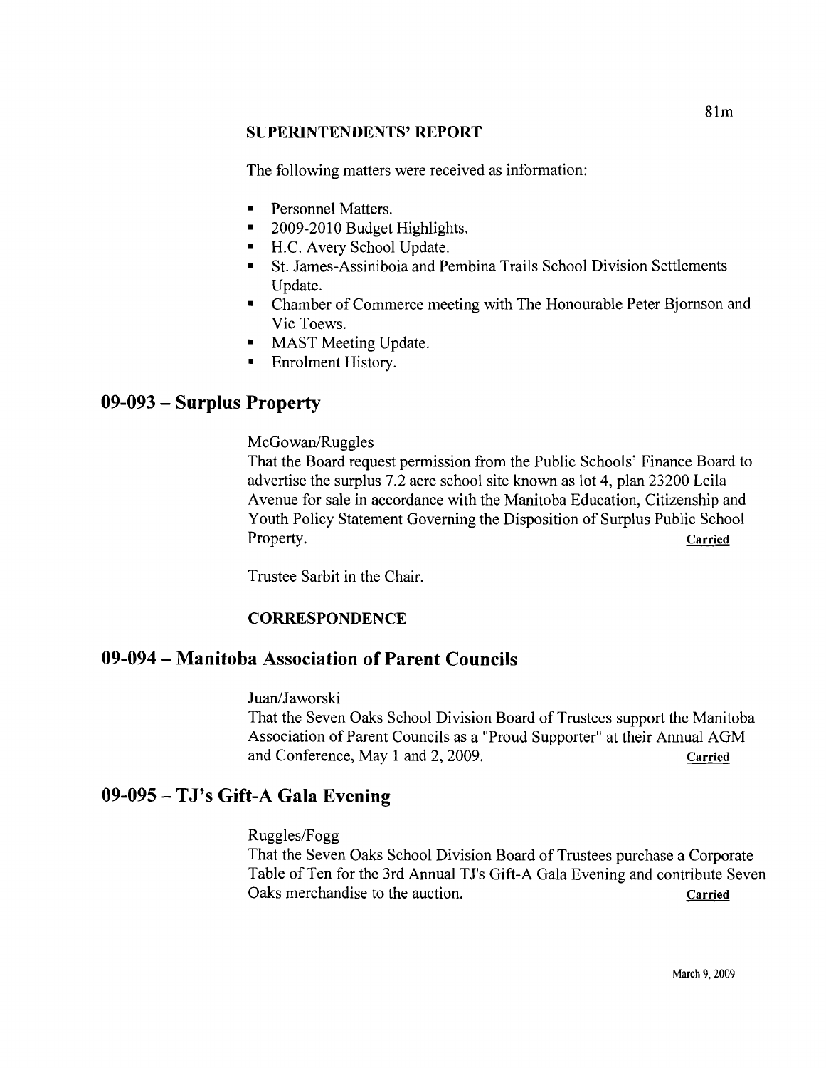### SUPERINTENDENTS' REPORT

The following matters were received as information:

- Personnel Matters.
- 2009-2010 Budget Highlights.
- H.C. Avery School Update.
- St. James-Assiniboia and Pembina Trails School Division Settlements Update.
- Chamber of Commerce meeting with The Honourable Peter Bjornson and Vic Toews.
- MAST Meeting Update.
- Enrolment History.

## 09-093 – Surplus Property

McGowan/Ruggles
That the Board request permission from the Public Schools' Finance Board to advertise the surplus 7.2 acre school site known as lot 4, plan 23200 Leila Avenue for sale in accordance with the Manitoba Education, Citizenship and Youth Policy Statement Governing the Disposition of Surplus Public School Property. **Carried**

Trustee Sarbit in the Chair.

### CORRESPONDENCE

## 09-094 – Manitoba Association of Parent Councils

Juan/Jaworski
That the Seven Oaks School Division Board of Trustees support the Manitoba Association of Parent Councils as a "Proud Supporter" at their Annual AGM and Conference, May 1 and 2, 2009. **Carried**

## 09-095 – TJ's Gift-A Gala Evening

Ruggles/Fogg
That the Seven Oaks School Division Board of Trustees purchase a Corporate Table of Ten for the 3rd Annual TJ's Gift-A Gala Evening and contribute Seven Oaks merchandise to the auction. **Carried**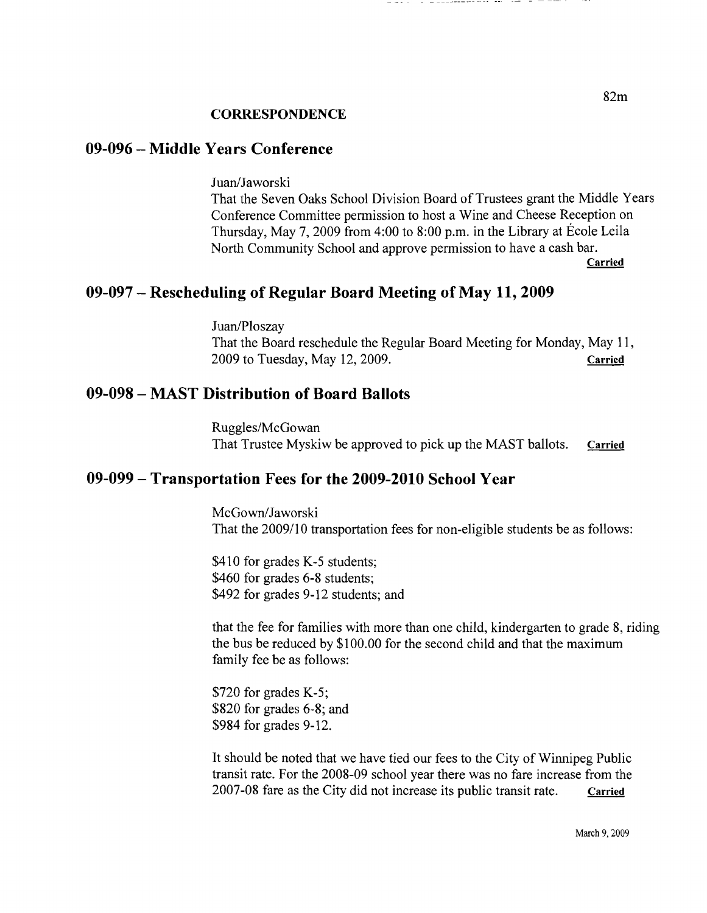**CORRESPONDENCE**

## 09-096 – Middle Years Conference

Juan/Jaworski

That the Seven Oaks School Division Board of Trustees grant the Middle Years Conference Committee permission to host a Wine and Cheese Reception on Thursday, May 7, 2009 from 4:00 to 8:00 p.m. in the Library at École Leila North Community School and approve permission to have a cash bar.

**Carried**

## 09-097 – Rescheduling of Regular Board Meeting of May 11, 2009

Juan/Ploszay

That the Board reschedule the Regular Board Meeting for Monday, May 11, 2009 to Tuesday, May 12, 2009. **Carried**

## 09-098 – MAST Distribution of Board Ballots

Ruggles/McGowan

That Trustee Myskiw be approved to pick up the MAST ballots. **Carried**

## 09-099 – Transportation Fees for the 2009-2010 School Year

McGown/Jaworski

That the 2009/10 transportation fees for non-eligible students be as follows:

$410 for grades K-5 students;
$460 for grades 6-8 students;
$492 for grades 9-12 students; and

that the fee for families with more than one child, kindergarten to grade 8, riding the bus be reduced by $100.00 for the second child and that the maximum family fee be as follows:

$720 for grades K-5;
$820 for grades 6-8; and
$984 for grades 9-12.

It should be noted that we have tied our fees to the City of Winnipeg Public transit rate. For the 2008-09 school year there was no fare increase from the 2007-08 fare as the City did not increase its public transit rate. **Carried**

March 9, 2009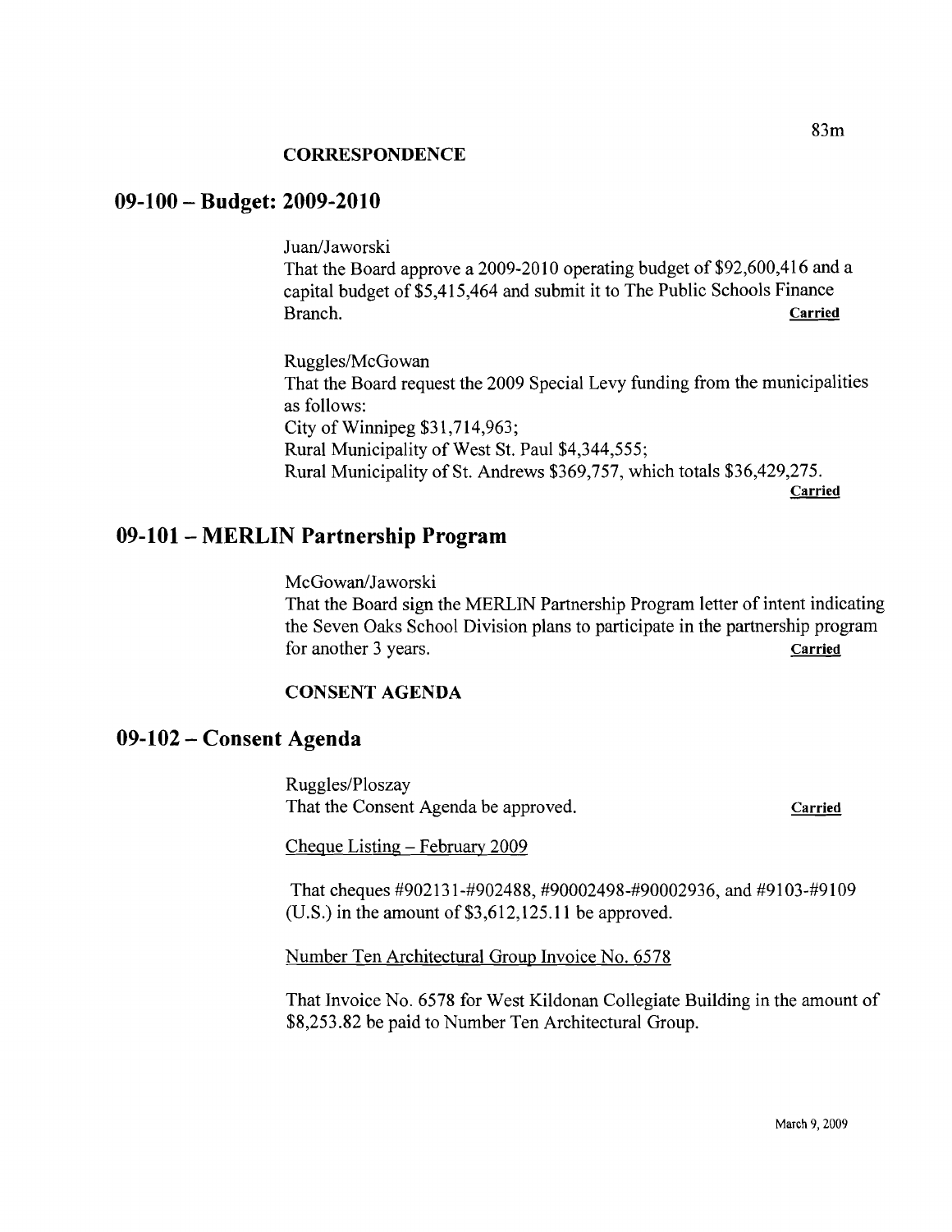**CORRESPONDENCE**

## 09-100 – Budget: 2009-2010

Juan/Jaworski
That the Board approve a 2009-2010 operating budget of $92,600,416 and a capital budget of $5,415,464 and submit it to The Public Schools Finance Branch. **Carried**

Ruggles/McGowan
That the Board request the 2009 Special Levy funding from the municipalities as follows:
City of Winnipeg $31,714,963;
Rural Municipality of West St. Paul $4,344,555;
Rural Municipality of St. Andrews $369,757, which totals $36,429,275.
**Carried**

## 09-101 – MERLIN Partnership Program

McGowan/Jaworski
That the Board sign the MERLIN Partnership Program letter of intent indicating the Seven Oaks School Division plans to participate in the partnership program for another 3 years. **Carried**

**CONSENT AGENDA**

## 09-102 – Consent Agenda

Ruggles/Ploszay
That the Consent Agenda be approved. **Carried**

Cheque Listing – February 2009

That cheques #902131-#902488, #90002498-#90002936, and #9103-#9109 (U.S.) in the amount of $3,612,125.11 be approved.

Number Ten Architectural Group Invoice No. 6578

That Invoice No. 6578 for West Kildonan Collegiate Building in the amount of $8,253.82 be paid to Number Ten Architectural Group.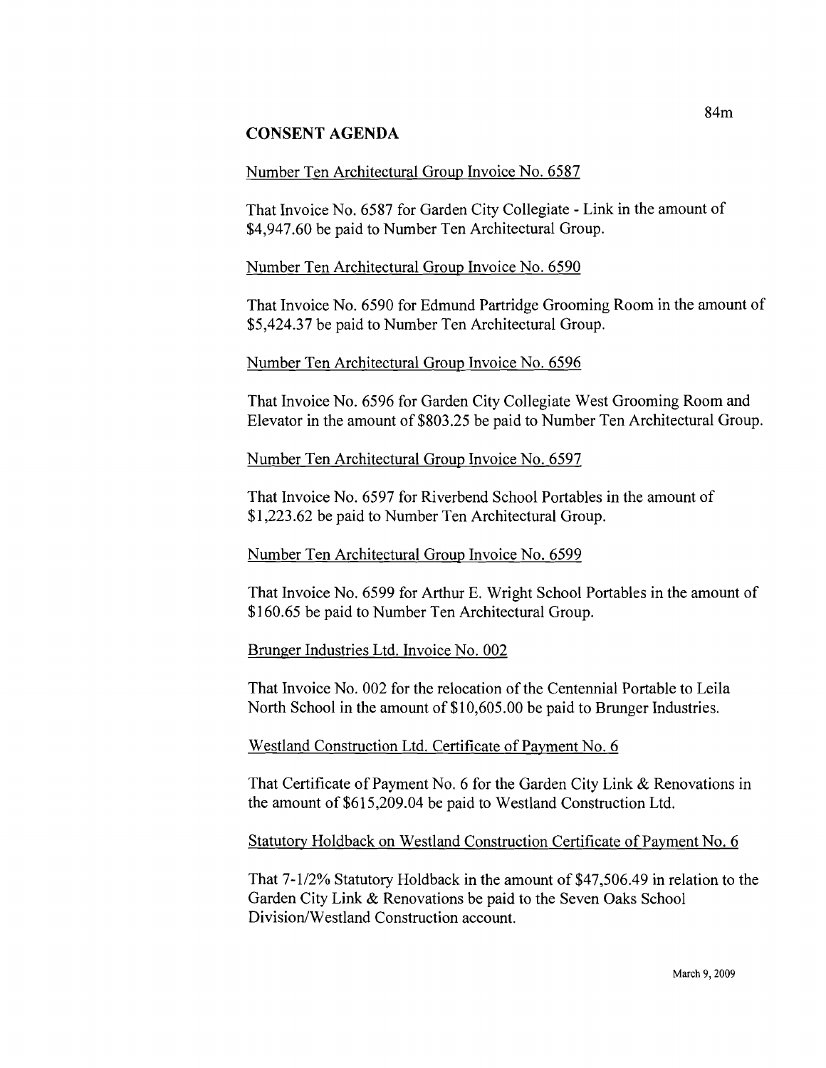## CONSENT AGENDA

Number Ten Architectural Group Invoice No. 6587

That Invoice No. 6587 for Garden City Collegiate - Link in the amount of $4,947.60 be paid to Number Ten Architectural Group.

Number Ten Architectural Group Invoice No. 6590

That Invoice No. 6590 for Edmund Partridge Grooming Room in the amount of $5,424.37 be paid to Number Ten Architectural Group.

Number Ten Architectural Group Invoice No. 6596

That Invoice No. 6596 for Garden City Collegiate West Grooming Room and Elevator in the amount of $803.25 be paid to Number Ten Architectural Group.

Number Ten Architectural Group Invoice No. 6597

That Invoice No. 6597 for Riverbend School Portables in the amount of $1,223.62 be paid to Number Ten Architectural Group.

Number Ten Architectural Group Invoice No. 6599

That Invoice No. 6599 for Arthur E. Wright School Portables in the amount of $160.65 be paid to Number Ten Architectural Group.

Brunger Industries Ltd. Invoice No. 002

That Invoice No. 002 for the relocation of the Centennial Portable to Leila North School in the amount of $10,605.00 be paid to Brunger Industries.

Westland Construction Ltd. Certificate of Payment No. 6

That Certificate of Payment No. 6 for the Garden City Link & Renovations in the amount of $615,209.04 be paid to Westland Construction Ltd.

Statutory Holdback on Westland Construction Certificate of Payment No. 6

That 7-1/2% Statutory Holdback in the amount of $47,506.49 in relation to the Garden City Link & Renovations be paid to the Seven Oaks School Division/Westland Construction account.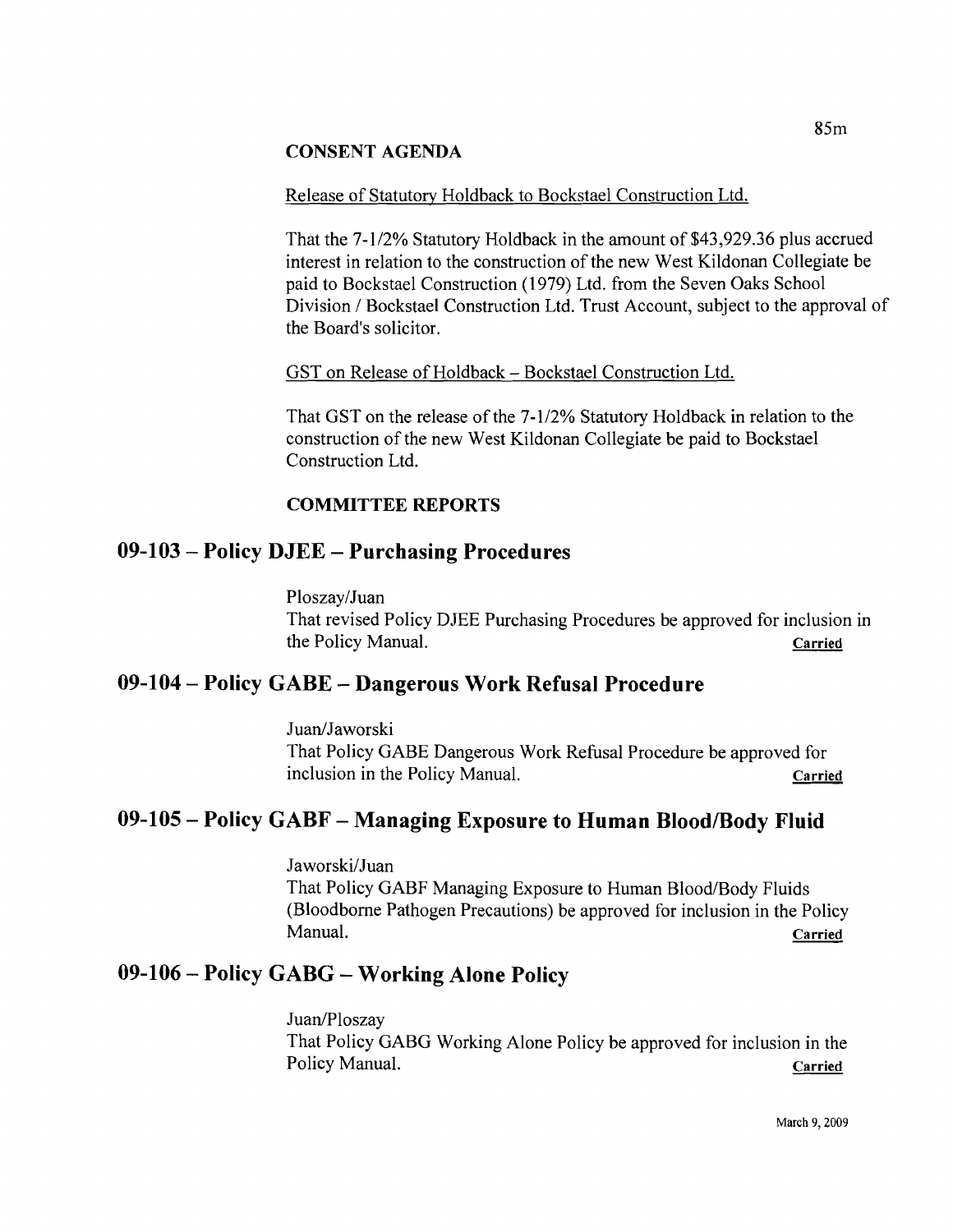**CONSENT AGENDA**

Release of Statutory Holdback to Bockstael Construction Ltd.

That the 7-1/2% Statutory Holdback in the amount of $43,929.36 plus accrued interest in relation to the construction of the new West Kildonan Collegiate be paid to Bockstael Construction (1979) Ltd. from the Seven Oaks School Division / Bockstael Construction Ltd. Trust Account, subject to the approval of the Board's solicitor.

GST on Release of Holdback – Bockstael Construction Ltd.

That GST on the release of the 7-1/2% Statutory Holdback in relation to the construction of the new West Kildonan Collegiate be paid to Bockstael Construction Ltd.

**COMMITTEE REPORTS**

## 09-103 – Policy DJEE – Purchasing Procedures

Ploszay/Juan
That revised Policy DJEE Purchasing Procedures be approved for inclusion in the Policy Manual. Carried

## 09-104 – Policy GABE – Dangerous Work Refusal Procedure

Juan/Jaworski
That Policy GABE Dangerous Work Refusal Procedure be approved for inclusion in the Policy Manual. Carried

## 09-105 – Policy GABF – Managing Exposure to Human Blood/Body Fluid

Jaworski/Juan
That Policy GABF Managing Exposure to Human Blood/Body Fluids (Bloodborne Pathogen Precautions) be approved for inclusion in the Policy Manual. Carried

## 09-106 – Policy GABG – Working Alone Policy

Juan/Ploszay
That Policy GABG Working Alone Policy be approved for inclusion in the Policy Manual. Carried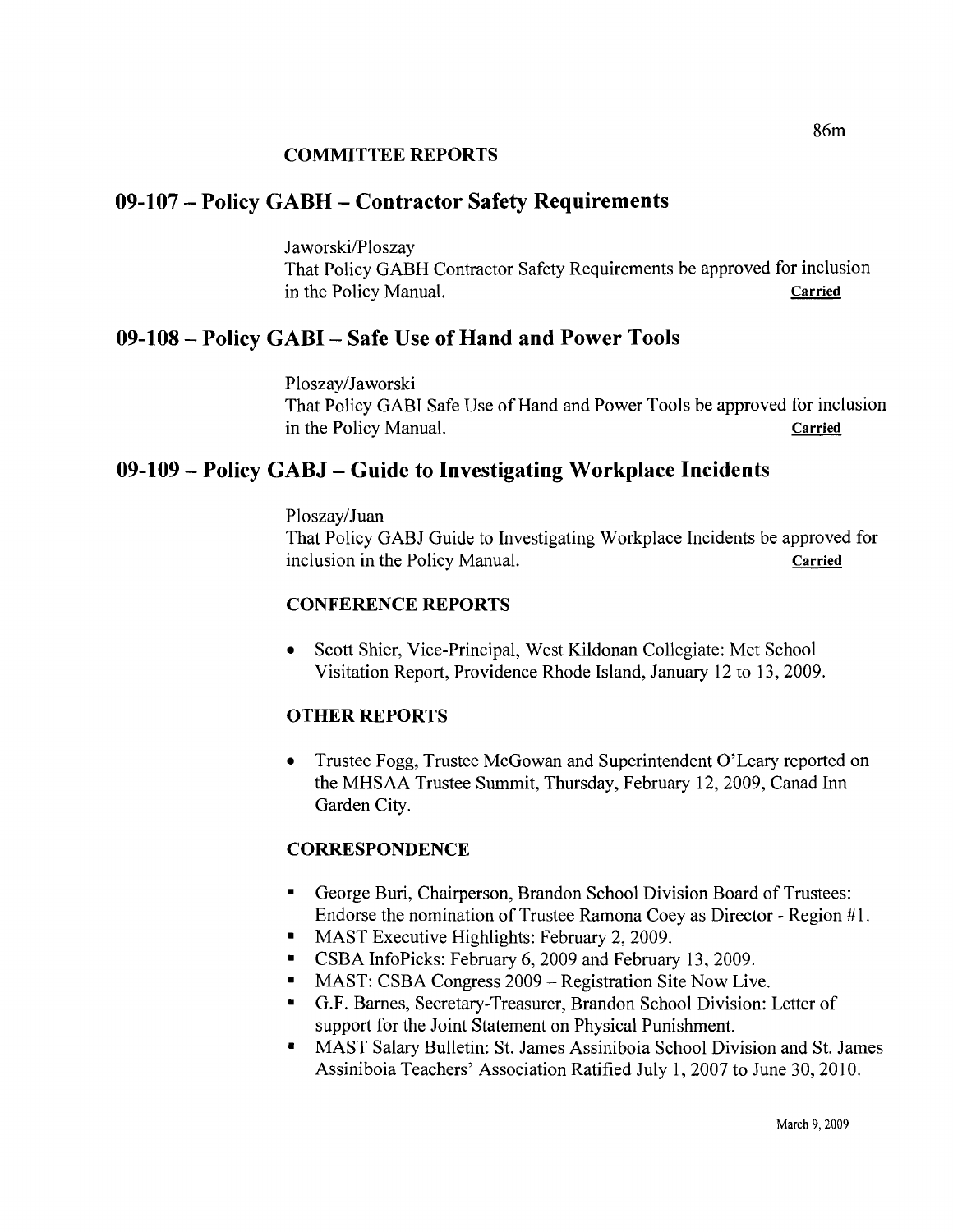**COMMITTEE REPORTS**

## 09-107 – Policy GABH – Contractor Safety Requirements

Jaworski/Ploszay
That Policy GABH Contractor Safety Requirements be approved for inclusion in the Policy Manual. **Carried**

## 09-108 – Policy GABI – Safe Use of Hand and Power Tools

Ploszay/Jaworski
That Policy GABI Safe Use of Hand and Power Tools be approved for inclusion in the Policy Manual. **Carried**

## 09-109 – Policy GABJ – Guide to Investigating Workplace Incidents

Ploszay/Juan
That Policy GABJ Guide to Investigating Workplace Incidents be approved for inclusion in the Policy Manual. **Carried**

**CONFERENCE REPORTS**

- Scott Shier, Vice-Principal, West Kildonan Collegiate: Met School Visitation Report, Providence Rhode Island, January 12 to 13, 2009.

**OTHER REPORTS**

- Trustee Fogg, Trustee McGowan and Superintendent O'Leary reported on the MHSAA Trustee Summit, Thursday, February 12, 2009, Canad Inn Garden City.

**CORRESPONDENCE**

- George Buri, Chairperson, Brandon School Division Board of Trustees: Endorse the nomination of Trustee Ramona Coey as Director - Region #1.
- MAST Executive Highlights: February 2, 2009.
- CSBA InfoPicks: February 6, 2009 and February 13, 2009.
- MAST: CSBA Congress 2009 – Registration Site Now Live.
- G.F. Barnes, Secretary-Treasurer, Brandon School Division: Letter of support for the Joint Statement on Physical Punishment.
- MAST Salary Bulletin: St. James Assiniboia School Division and St. James Assiniboia Teachers' Association Ratified July 1, 2007 to June 30, 2010.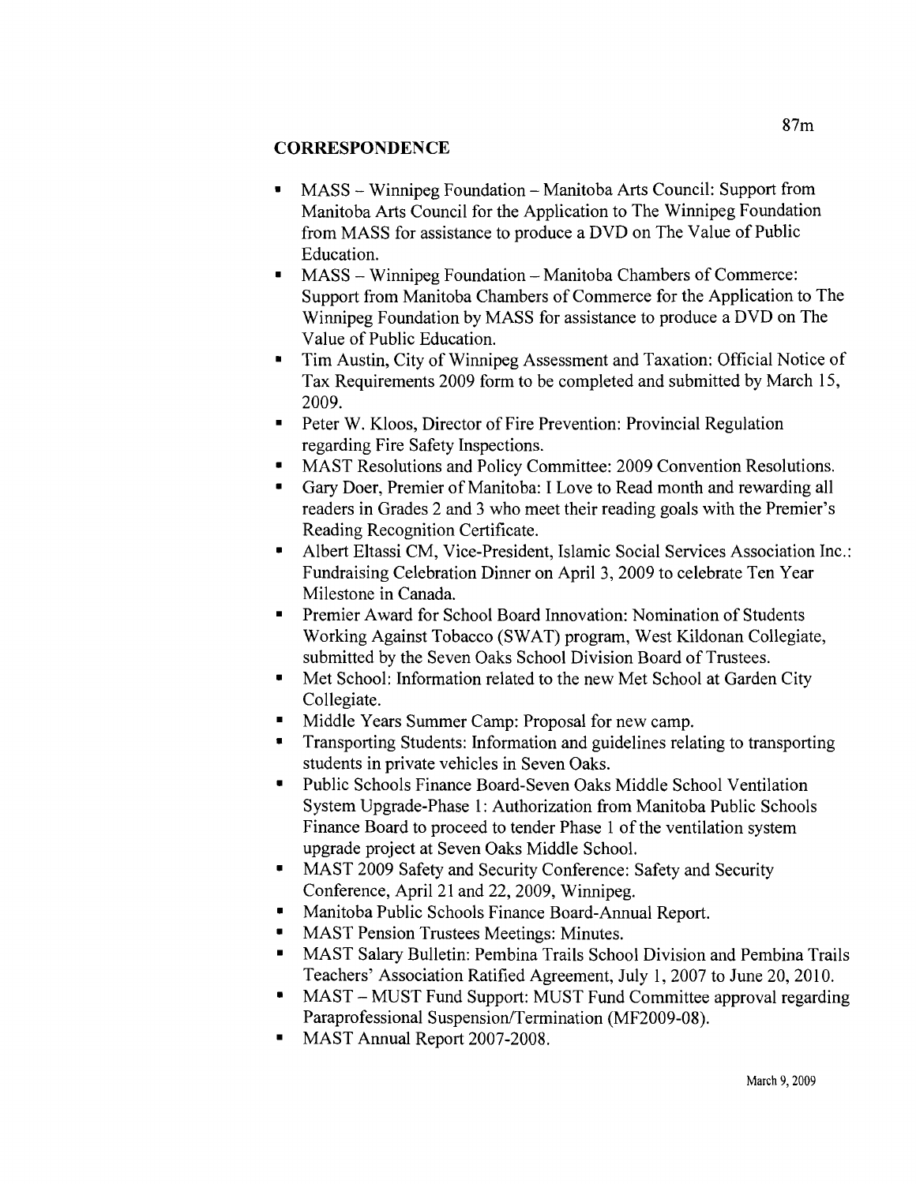## CORRESPONDENCE

- MASS – Winnipeg Foundation – Manitoba Arts Council: Support from Manitoba Arts Council for the Application to The Winnipeg Foundation from MASS for assistance to produce a DVD on The Value of Public Education.
- MASS – Winnipeg Foundation – Manitoba Chambers of Commerce: Support from Manitoba Chambers of Commerce for the Application to The Winnipeg Foundation by MASS for assistance to produce a DVD on The Value of Public Education.
- Tim Austin, City of Winnipeg Assessment and Taxation: Official Notice of Tax Requirements 2009 form to be completed and submitted by March 15, 2009.
- Peter W. Kloos, Director of Fire Prevention: Provincial Regulation regarding Fire Safety Inspections.
- MAST Resolutions and Policy Committee: 2009 Convention Resolutions.
- Gary Doer, Premier of Manitoba: I Love to Read month and rewarding all readers in Grades 2 and 3 who meet their reading goals with the Premier's Reading Recognition Certificate.
- Albert Eltassi CM, Vice-President, Islamic Social Services Association Inc.: Fundraising Celebration Dinner on April 3, 2009 to celebrate Ten Year Milestone in Canada.
- Premier Award for School Board Innovation: Nomination of Students Working Against Tobacco (SWAT) program, West Kildonan Collegiate, submitted by the Seven Oaks School Division Board of Trustees.
- Met School: Information related to the new Met School at Garden City Collegiate.
- Middle Years Summer Camp: Proposal for new camp.
- Transporting Students: Information and guidelines relating to transporting students in private vehicles in Seven Oaks.
- Public Schools Finance Board-Seven Oaks Middle School Ventilation System Upgrade-Phase 1: Authorization from Manitoba Public Schools Finance Board to proceed to tender Phase 1 of the ventilation system upgrade project at Seven Oaks Middle School.
- MAST 2009 Safety and Security Conference: Safety and Security Conference, April 21 and 22, 2009, Winnipeg.
- Manitoba Public Schools Finance Board-Annual Report.
- MAST Pension Trustees Meetings: Minutes.
- MAST Salary Bulletin: Pembina Trails School Division and Pembina Trails Teachers' Association Ratified Agreement, July 1, 2007 to June 20, 2010.
- MAST – MUST Fund Support: MUST Fund Committee approval regarding Paraprofessional Suspension/Termination (MF2009-08).
- MAST Annual Report 2007-2008.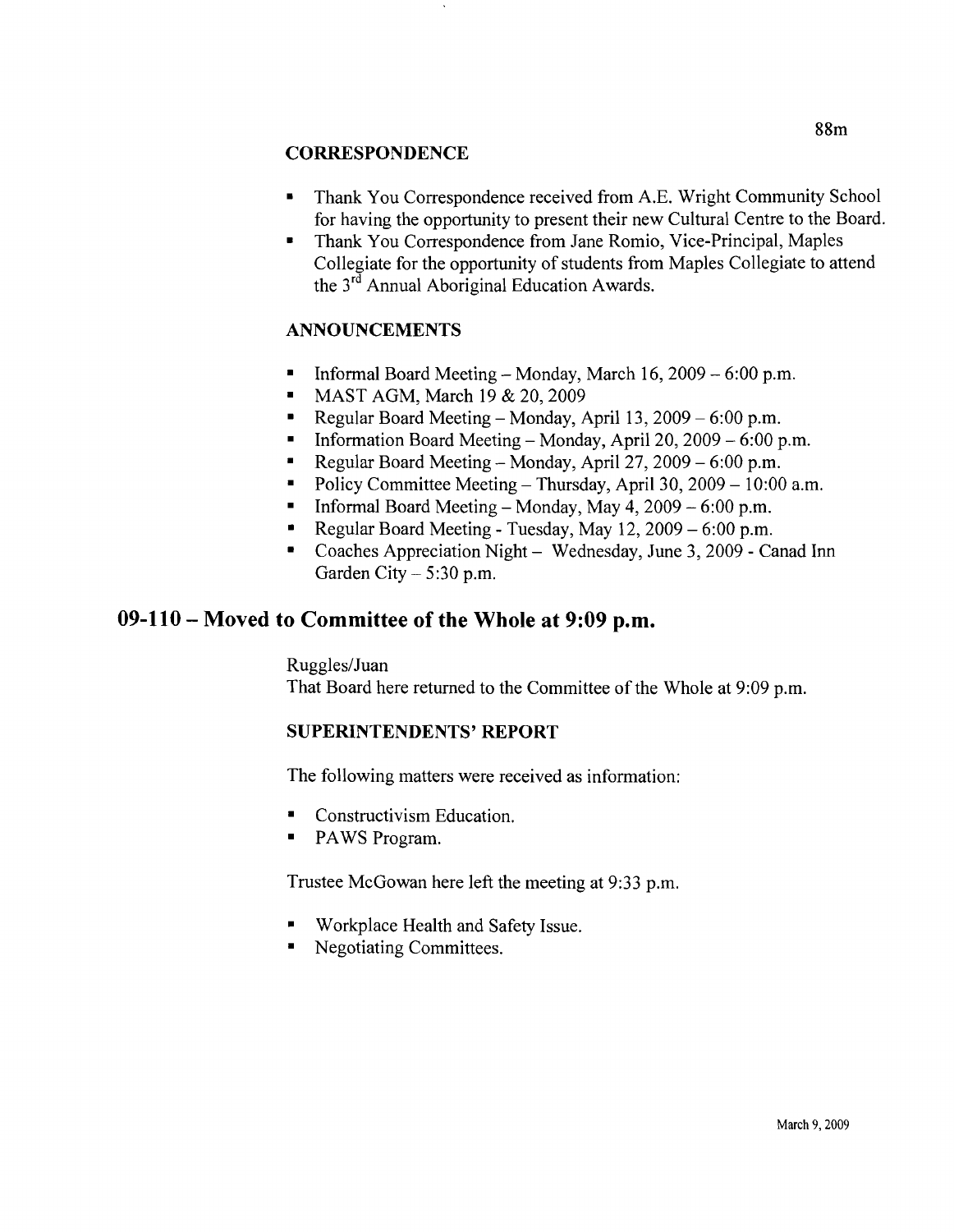### CORRESPONDENCE

- Thank You Correspondence received from A.E. Wright Community School for having the opportunity to present their new Cultural Centre to the Board.
- Thank You Correspondence from Jane Romio, Vice-Principal, Maples Collegiate for the opportunity of students from Maples Collegiate to attend the 3rd Annual Aboriginal Education Awards.

### ANNOUNCEMENTS

- Informal Board Meeting – Monday, March 16, 2009 – 6:00 p.m.
- MAST AGM, March 19 & 20, 2009
- Regular Board Meeting – Monday, April 13, 2009 – 6:00 p.m.
- Information Board Meeting – Monday, April 20, 2009 – 6:00 p.m.
- Regular Board Meeting – Monday, April 27, 2009 – 6:00 p.m.
- Policy Committee Meeting – Thursday, April 30, 2009 – 10:00 a.m.
- Informal Board Meeting – Monday, May 4, 2009 – 6:00 p.m.
- Regular Board Meeting - Tuesday, May 12, 2009 – 6:00 p.m.
- Coaches Appreciation Night – Wednesday, June 3, 2009 - Canad Inn Garden City – 5:30 p.m.

## 09-110 – Moved to Committee of the Whole at 9:09 p.m.

Ruggles/Juan
That Board here returned to the Committee of the Whole at 9:09 p.m.

### SUPERINTENDENTS' REPORT

The following matters were received as information:

- Constructivism Education.
- PAWS Program.

Trustee McGowan here left the meeting at 9:33 p.m.

- Workplace Health and Safety Issue.
- Negotiating Committees.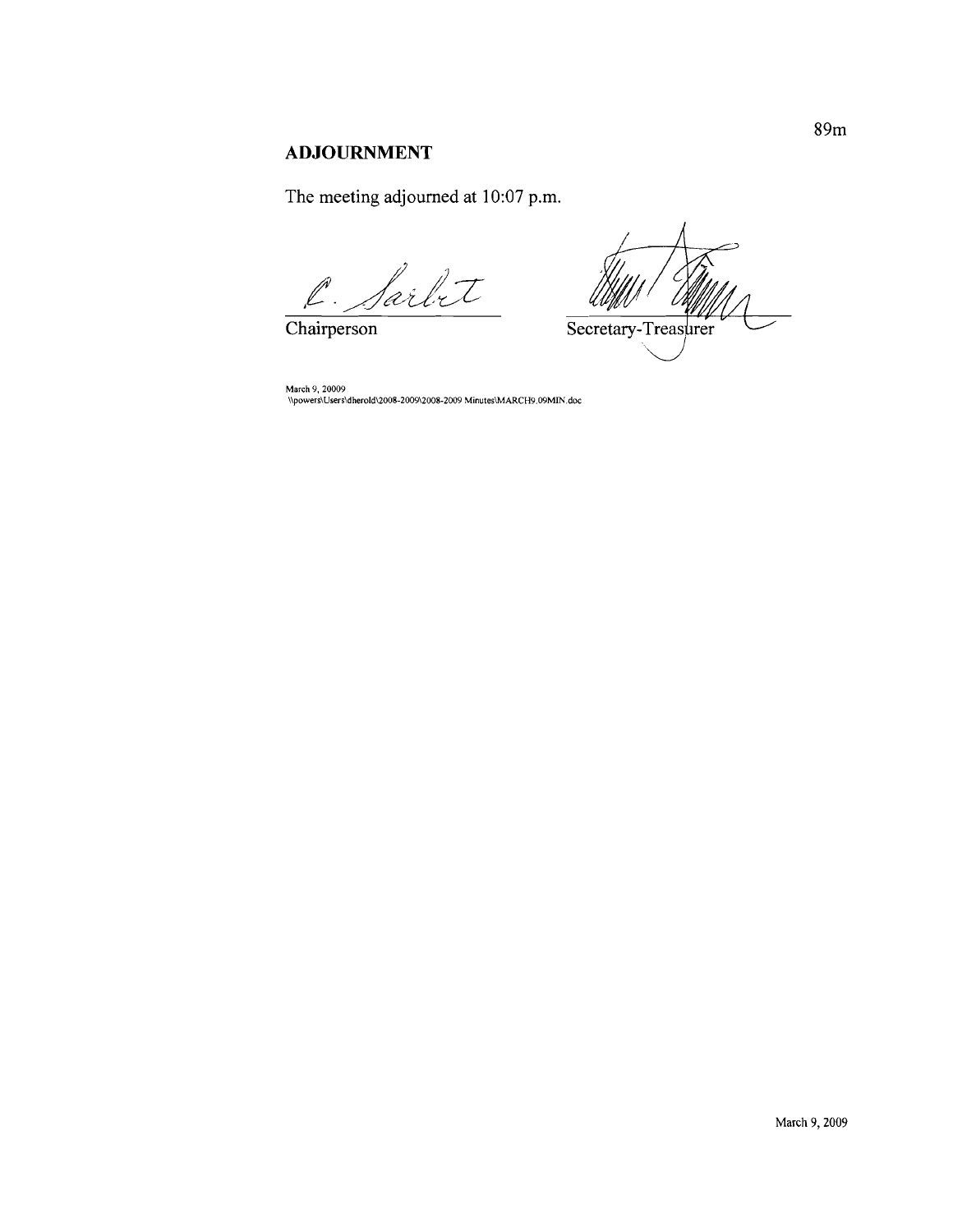## ADJOURNMENT

The meeting adjourned at 10:07 p.m.

C. Sarbit

Chairperson

Secretary-Treasurer

March 9, 20009
\\powers\Users\dherold\2008-2009\2008-2009 Minutes\MARCH9.09MIN.doc